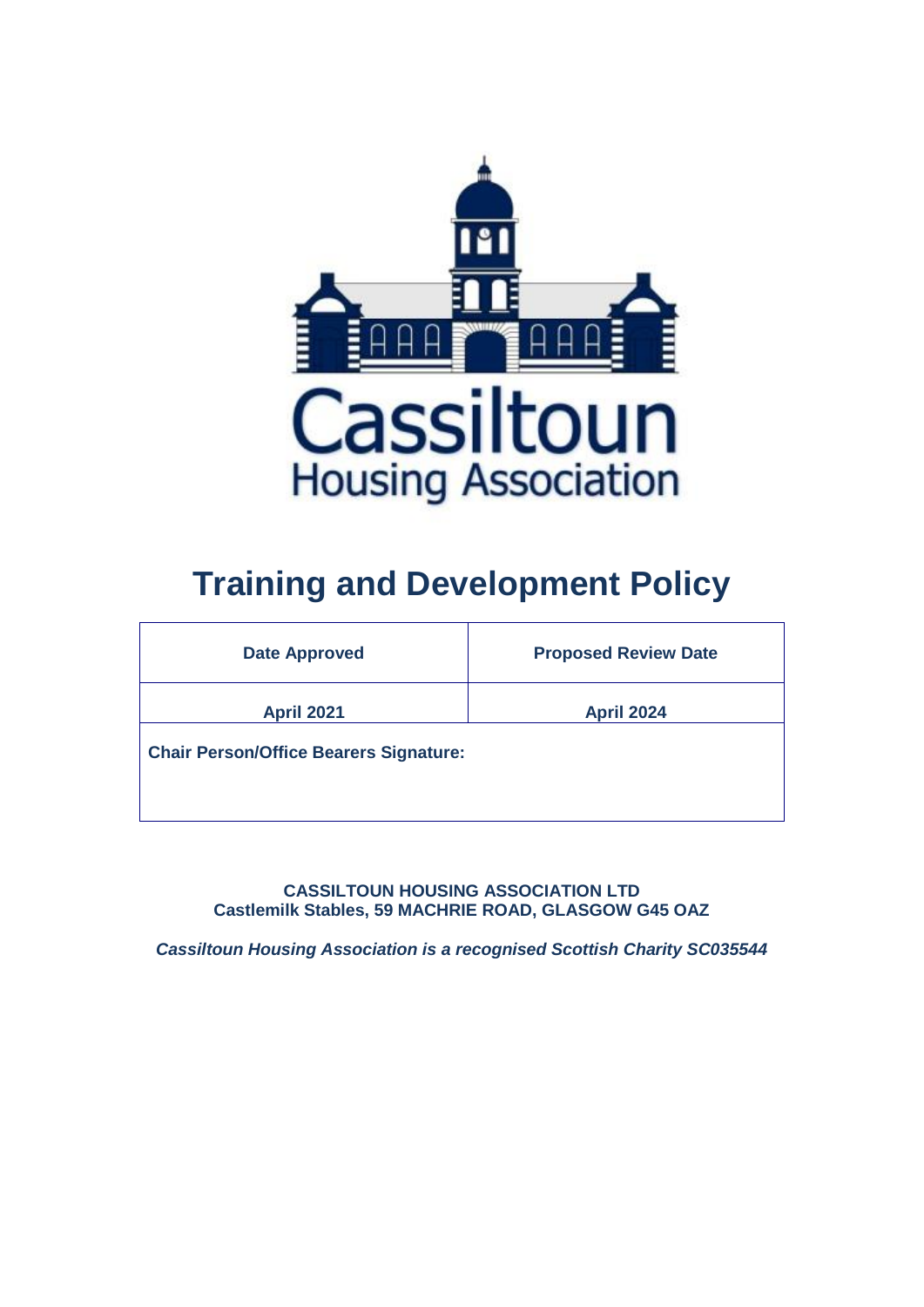Cassiltoun
Housing Association

# Training and Development Policy

| Date Approved | Proposed Review Date |
|---|---|
| April 2021 | April 2024 |
| Chair Person/Office Bearers Signature: | |

**CASSILTOUN HOUSING ASSOCIATION LTD**
**Castlemilk Stables, 59 MACHRIE ROAD, GLASGOW G45 OAZ**

***Cassiltoun Housing Association is a recognised Scottish Charity SC035544***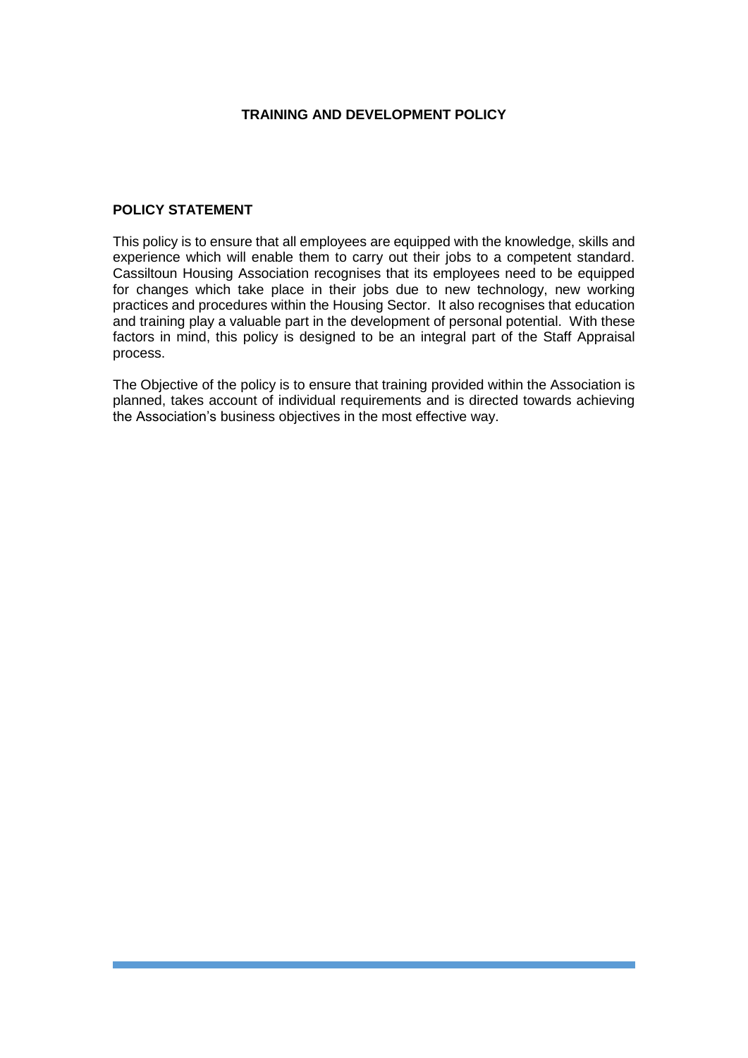# TRAINING AND DEVELOPMENT POLICY

## POLICY STATEMENT

This policy is to ensure that all employees are equipped with the knowledge, skills and experience which will enable them to carry out their jobs to a competent standard. Cassiltoun Housing Association recognises that its employees need to be equipped for changes which take place in their jobs due to new technology, new working practices and procedures within the Housing Sector. It also recognises that education and training play a valuable part in the development of personal potential. With these factors in mind, this policy is designed to be an integral part of the Staff Appraisal process.

The Objective of the policy is to ensure that training provided within the Association is planned, takes account of individual requirements and is directed towards achieving the Association's business objectives in the most effective way.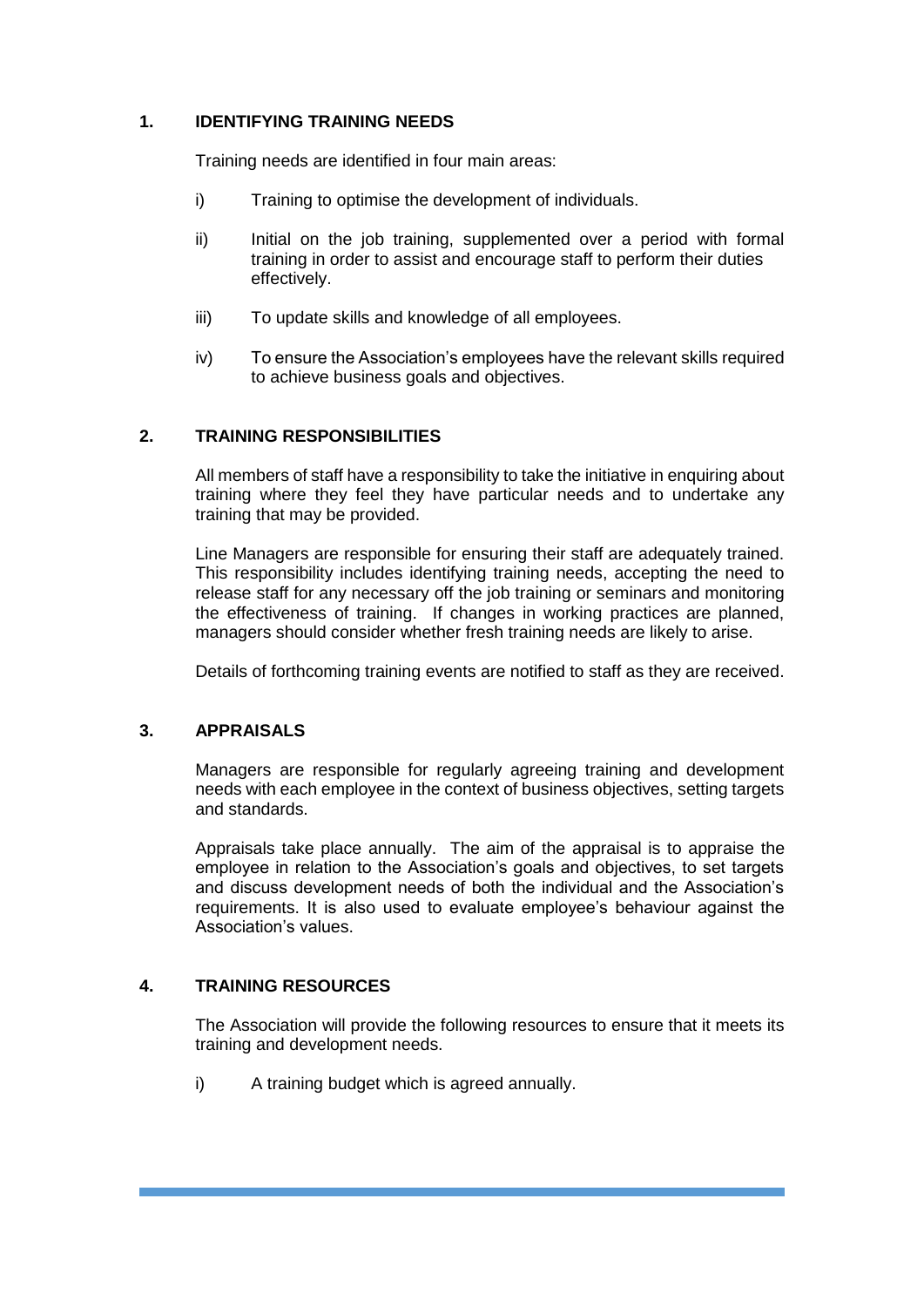## 1. IDENTIFYING TRAINING NEEDS

Training needs are identified in four main areas:

i) Training to optimise the development of individuals.

ii) Initial on the job training, supplemented over a period with formal training in order to assist and encourage staff to perform their duties effectively.

iii) To update skills and knowledge of all employees.

iv) To ensure the Association's employees have the relevant skills required to achieve business goals and objectives.

## 2. TRAINING RESPONSIBILITIES

All members of staff have a responsibility to take the initiative in enquiring about training where they feel they have particular needs and to undertake any training that may be provided.

Line Managers are responsible for ensuring their staff are adequately trained. This responsibility includes identifying training needs, accepting the need to release staff for any necessary off the job training or seminars and monitoring the effectiveness of training. If changes in working practices are planned, managers should consider whether fresh training needs are likely to arise.

Details of forthcoming training events are notified to staff as they are received.

## 3. APPRAISALS

Managers are responsible for regularly agreeing training and development needs with each employee in the context of business objectives, setting targets and standards.

Appraisals take place annually. The aim of the appraisal is to appraise the employee in relation to the Association's goals and objectives, to set targets and discuss development needs of both the individual and the Association's requirements. It is also used to evaluate employee's behaviour against the Association's values.

## 4. TRAINING RESOURCES

The Association will provide the following resources to ensure that it meets its training and development needs.

i) A training budget which is agreed annually.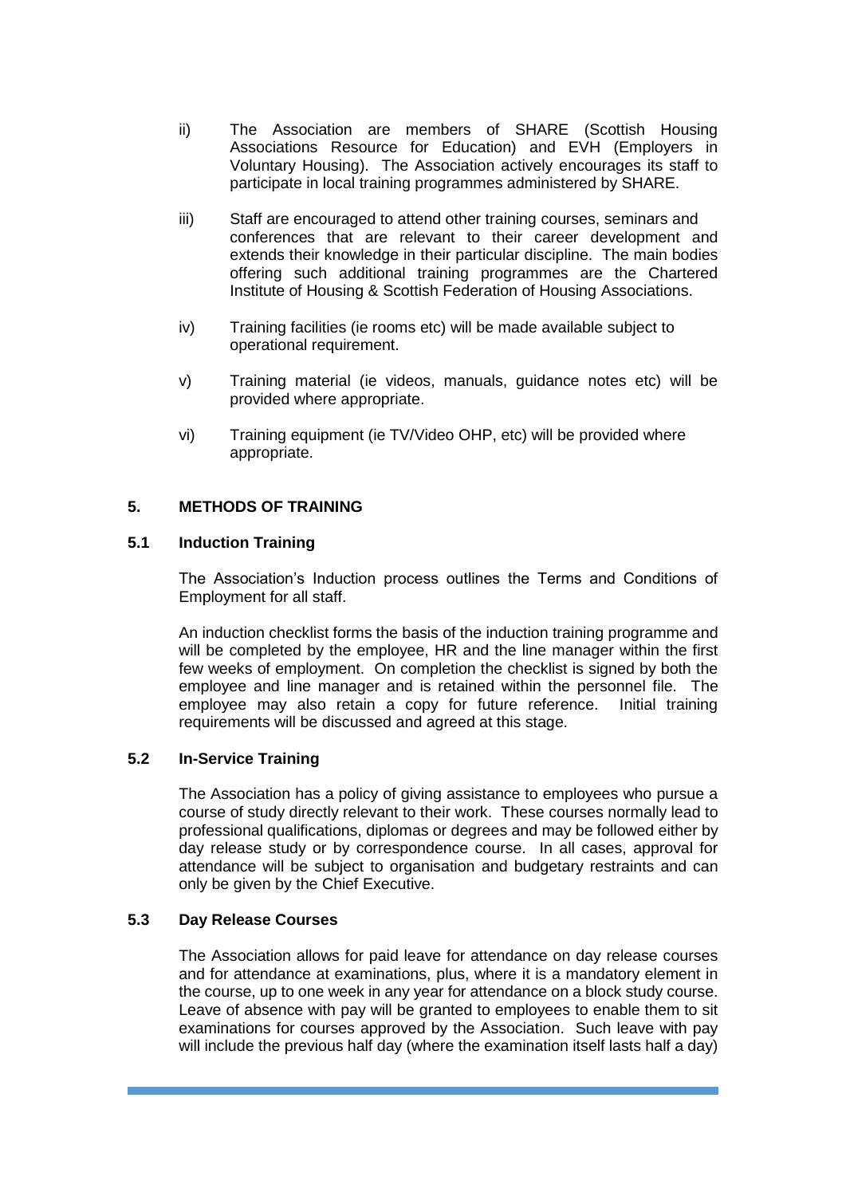ii) The Association are members of SHARE (Scottish Housing Associations Resource for Education) and EVH (Employers in Voluntary Housing). The Association actively encourages its staff to participate in local training programmes administered by SHARE.

iii) Staff are encouraged to attend other training courses, seminars and conferences that are relevant to their career development and extends their knowledge in their particular discipline. The main bodies offering such additional training programmes are the Chartered Institute of Housing & Scottish Federation of Housing Associations.

iv) Training facilities (ie rooms etc) will be made available subject to operational requirement.

v) Training material (ie videos, manuals, guidance notes etc) will be provided where appropriate.

vi) Training equipment (ie TV/Video OHP, etc) will be provided where appropriate.

## 5. METHODS OF TRAINING

### 5.1 Induction Training

The Association's Induction process outlines the Terms and Conditions of Employment for all staff.

An induction checklist forms the basis of the induction training programme and will be completed by the employee, HR and the line manager within the first few weeks of employment. On completion the checklist is signed by both the employee and line manager and is retained within the personnel file. The employee may also retain a copy for future reference. Initial training requirements will be discussed and agreed at this stage.

### 5.2 In-Service Training

The Association has a policy of giving assistance to employees who pursue a course of study directly relevant to their work. These courses normally lead to professional qualifications, diplomas or degrees and may be followed either by day release study or by correspondence course. In all cases, approval for attendance will be subject to organisation and budgetary restraints and can only be given by the Chief Executive.

### 5.3 Day Release Courses

The Association allows for paid leave for attendance on day release courses and for attendance at examinations, plus, where it is a mandatory element in the course, up to one week in any year for attendance on a block study course. Leave of absence with pay will be granted to employees to enable them to sit examinations for courses approved by the Association. Such leave with pay will include the previous half day (where the examination itself lasts half a day)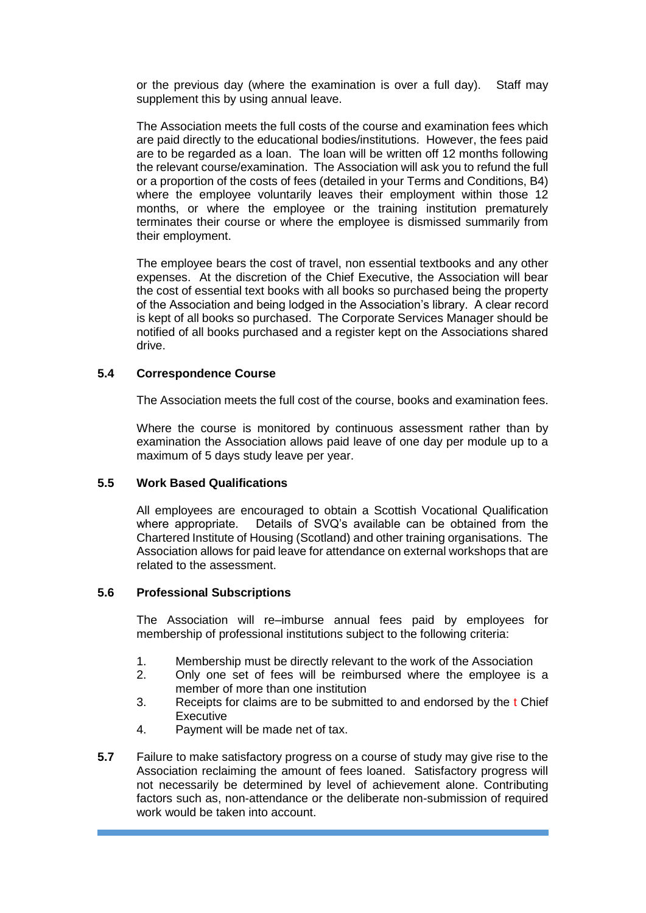or the previous day (where the examination is over a full day). Staff may supplement this by using annual leave.

The Association meets the full costs of the course and examination fees which are paid directly to the educational bodies/institutions. However, the fees paid are to be regarded as a loan. The loan will be written off 12 months following the relevant course/examination. The Association will ask you to refund the full or a proportion of the costs of fees (detailed in your Terms and Conditions, B4) where the employee voluntarily leaves their employment within those 12 months, or where the employee or the training institution prematurely terminates their course or where the employee is dismissed summarily from their employment.

The employee bears the cost of travel, non essential textbooks and any other expenses. At the discretion of the Chief Executive, the Association will bear the cost of essential text books with all books so purchased being the property of the Association and being lodged in the Association's library. A clear record is kept of all books so purchased. The Corporate Services Manager should be notified of all books purchased and a register kept on the Associations shared drive.

### 5.4 Correspondence Course

The Association meets the full cost of the course, books and examination fees.

Where the course is monitored by continuous assessment rather than by examination the Association allows paid leave of one day per module up to a maximum of 5 days study leave per year.

### 5.5 Work Based Qualifications

All employees are encouraged to obtain a Scottish Vocational Qualification where appropriate. Details of SVQ's available can be obtained from the Chartered Institute of Housing (Scotland) and other training organisations. The Association allows for paid leave for attendance on external workshops that are related to the assessment.

### 5.6 Professional Subscriptions

The Association will re–imburse annual fees paid by employees for membership of professional institutions subject to the following criteria:

1. Membership must be directly relevant to the work of the Association
2. Only one set of fees will be reimbursed where the employee is a member of more than one institution
3. Receipts for claims are to be submitted to and endorsed by the t Chief Executive
4. Payment will be made net of tax.

**5.7** Failure to make satisfactory progress on a course of study may give rise to the Association reclaiming the amount of fees loaned. Satisfactory progress will not necessarily be determined by level of achievement alone. Contributing factors such as, non-attendance or the deliberate non-submission of required work would be taken into account.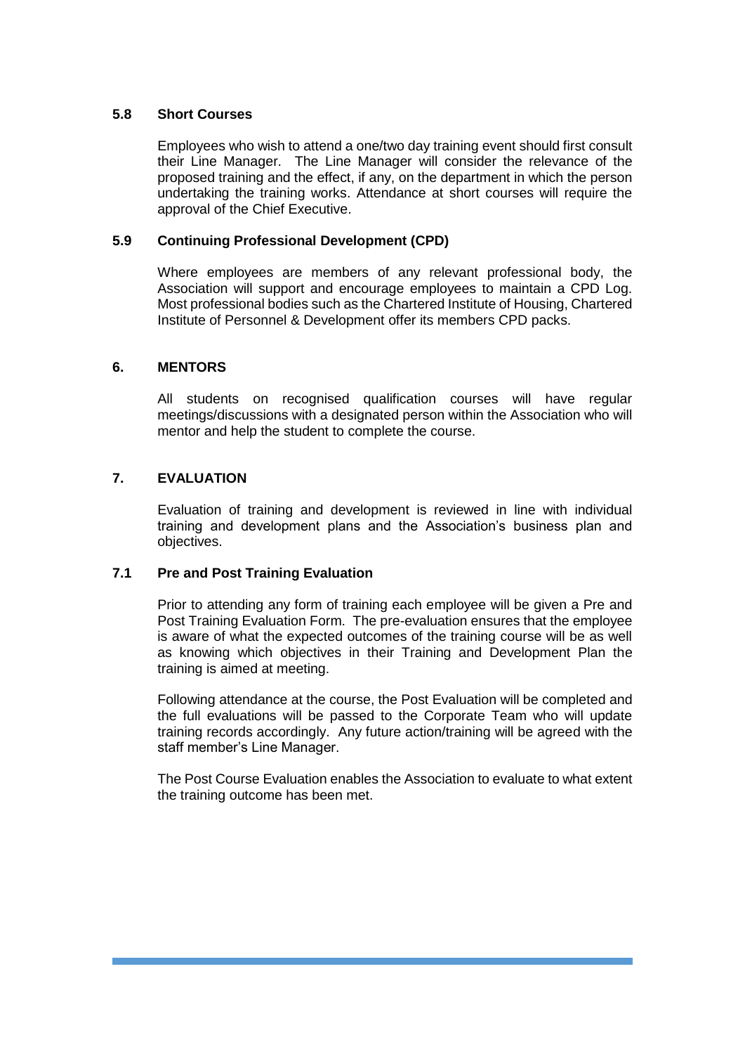### 5.8 Short Courses

Employees who wish to attend a one/two day training event should first consult their Line Manager. The Line Manager will consider the relevance of the proposed training and the effect, if any, on the department in which the person undertaking the training works. Attendance at short courses will require the approval of the Chief Executive.

### 5.9 Continuing Professional Development (CPD)

Where employees are members of any relevant professional body, the Association will support and encourage employees to maintain a CPD Log. Most professional bodies such as the Chartered Institute of Housing, Chartered Institute of Personnel & Development offer its members CPD packs.

## 6. MENTORS

All students on recognised qualification courses will have regular meetings/discussions with a designated person within the Association who will mentor and help the student to complete the course.

## 7. EVALUATION

Evaluation of training and development is reviewed in line with individual training and development plans and the Association's business plan and objectives.

### 7.1 Pre and Post Training Evaluation

Prior to attending any form of training each employee will be given a Pre and Post Training Evaluation Form. The pre-evaluation ensures that the employee is aware of what the expected outcomes of the training course will be as well as knowing which objectives in their Training and Development Plan the training is aimed at meeting.

Following attendance at the course, the Post Evaluation will be completed and the full evaluations will be passed to the Corporate Team who will update training records accordingly. Any future action/training will be agreed with the staff member's Line Manager.

The Post Course Evaluation enables the Association to evaluate to what extent the training outcome has been met.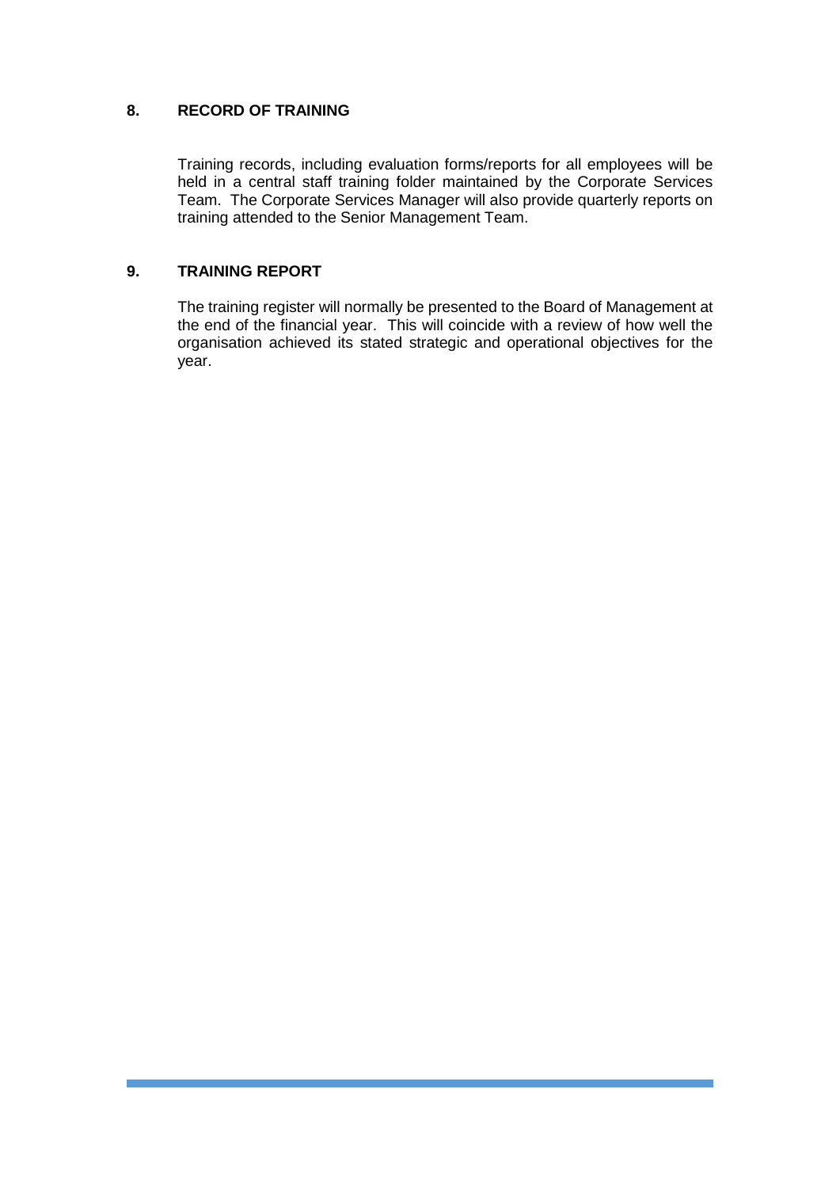## 8. RECORD OF TRAINING

Training records, including evaluation forms/reports for all employees will be held in a central staff training folder maintained by the Corporate Services Team. The Corporate Services Manager will also provide quarterly reports on training attended to the Senior Management Team.

## 9. TRAINING REPORT

The training register will normally be presented to the Board of Management at the end of the financial year. This will coincide with a review of how well the organisation achieved its stated strategic and operational objectives for the year.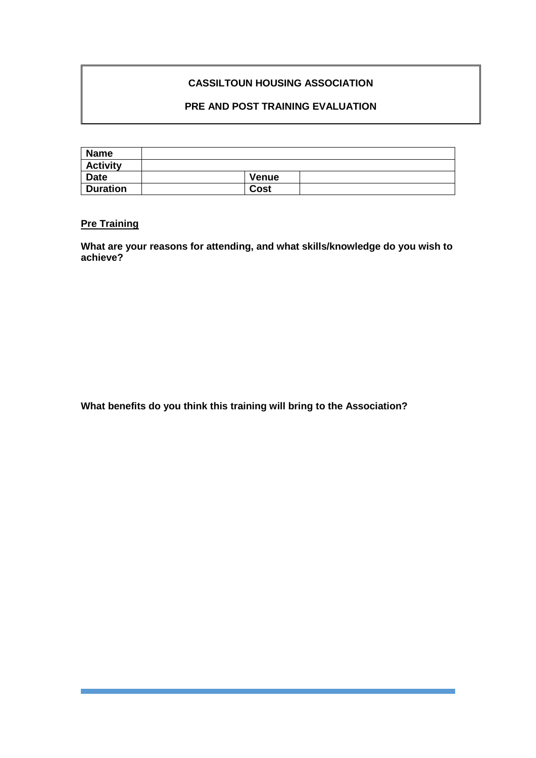**CASSILTOUN HOUSING ASSOCIATION**

**PRE AND POST TRAINING EVALUATION**

| **Name** | | | |
|---|---|---|---|
| **Activity** | | | |
| **Date** | | **Venue** | |
| **Duration** | | **Cost** | |

**<u>Pre Training</u>**

**What are your reasons for attending, and what skills/knowledge do you wish to achieve?**

**What benefits do you think this training will bring to the Association?**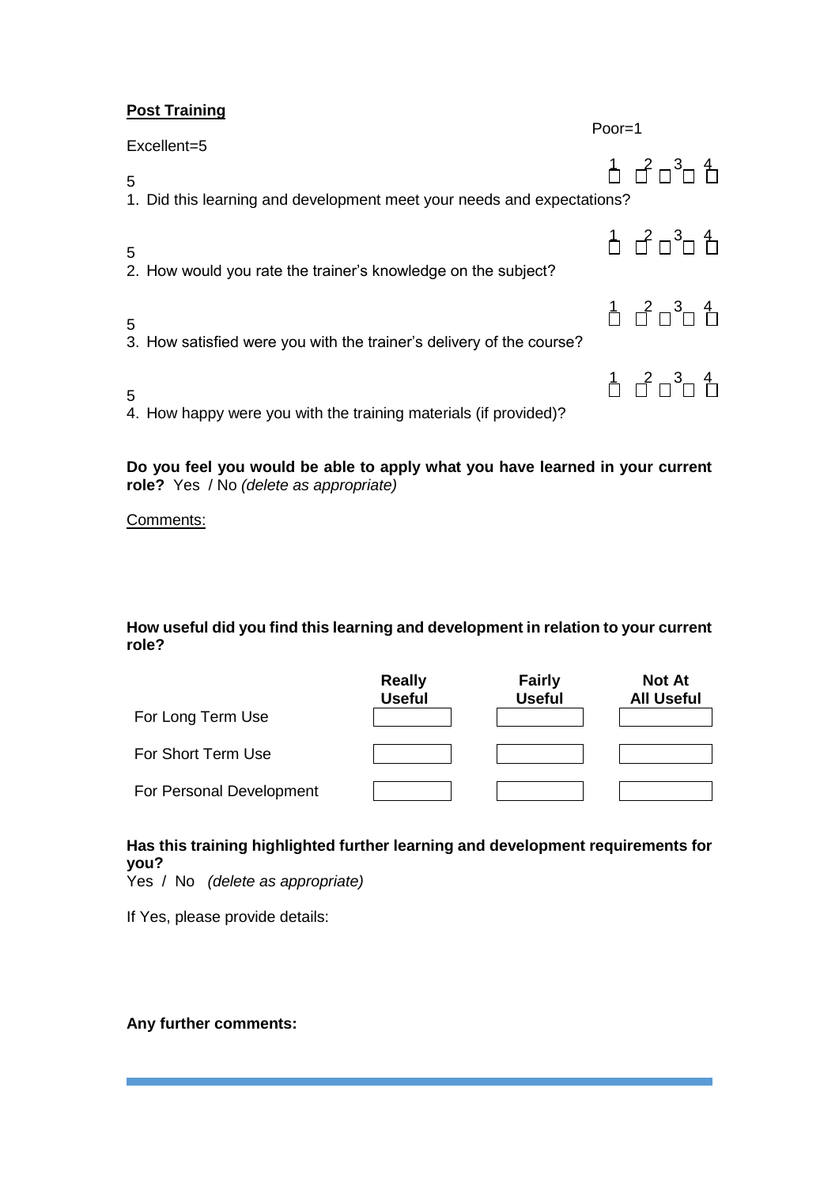**Post Training**

Poor=1 Excellent=5

| | 1 | 2 | 3 | 4 | 5 |
|---|---|---|---|---|---|
| 1. Did this learning and development meet your needs and expectations? | ☐ | ☐ | ☐ | ☐ | ☐ |
| 2. How would you rate the trainer's knowledge on the subject? | ☐ | ☐ | ☐ | ☐ | ☐ |
| 3. How satisfied were you with the trainer's delivery of the course? | ☐ | ☐ | ☐ | ☐ | ☐ |
| 4. How happy were you with the training materials (if provided)? | ☐ | ☐ | ☐ | ☐ | ☐ |

**Do you feel you would be able to apply what you have learned in your current role?** Yes / No *(delete as appropriate)*

Comments:

**How useful did you find this learning and development in relation to your current role?**

| | Really Useful | Fairly Useful | Not At All Useful |
|---|---|---|---|
| For Long Term Use | | | |
| For Short Term Use | | | |
| For Personal Development | | | |

**Has this training highlighted further learning and development requirements for you?**

Yes / No *(delete as appropriate)*

If Yes, please provide details:

**Any further comments:**